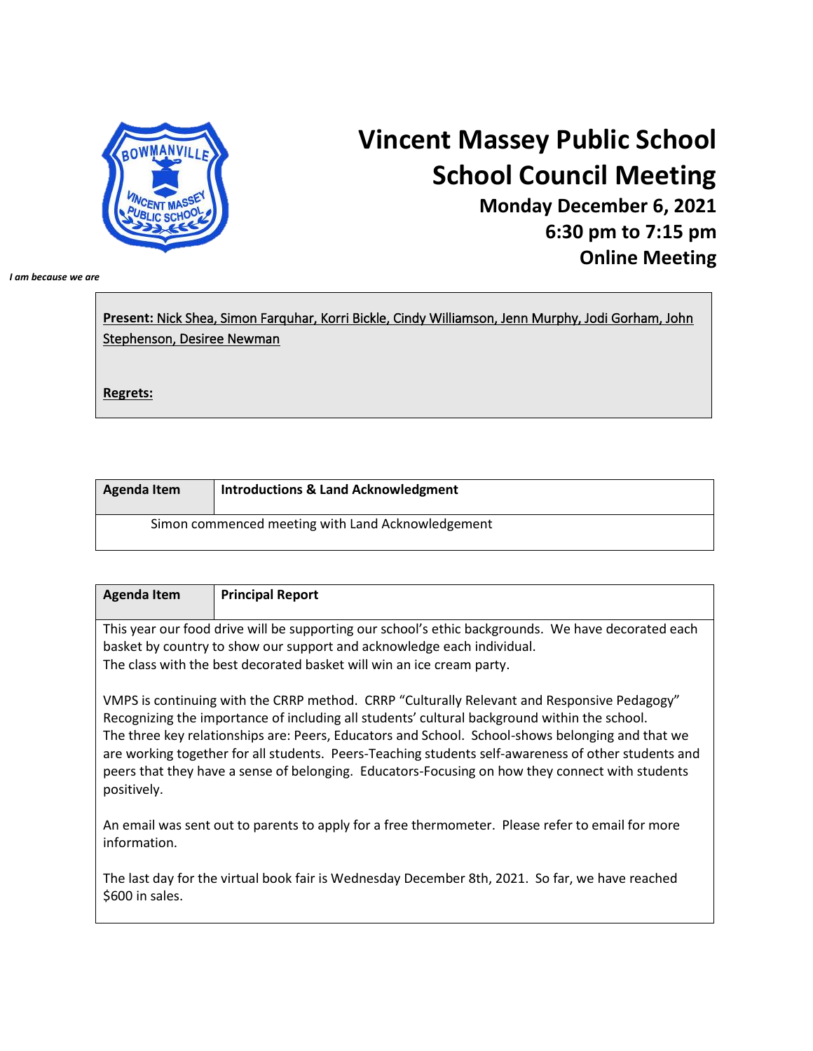# Vincent Massey Public School
## School Council Meeting
### Monday December 6, 2021
### 6:30 pm to 7:15 pm
### Online Meeting

*I am because we are*

**Present:** Nick Shea, Simon Farquhar, Korri Bickle, Cindy Williamson, Jenn Murphy, Jodi Gorham, John Stephenson, Desiree Newman

**Regrets:**

| Agenda Item | Introductions & Land Acknowledgment |
|---|---|
| Simon commenced meeting with Land Acknowledgement | |

| Agenda Item | Principal Report |
|---|---|
| This year our food drive will be supporting our school's ethic backgrounds. We have decorated each basket by country to show our support and acknowledge each individual.<br>The class with the best decorated basket will win an ice cream party.<br><br>VMPS is continuing with the CRRP method. CRRP "Culturally Relevant and Responsive Pedagogy" Recognizing the importance of including all students' cultural background within the school.<br>The three key relationships are: Peers, Educators and School. School-shows belonging and that we are working together for all students. Peers-Teaching students self-awareness of other students and peers that they have a sense of belonging. Educators-Focusing on how they connect with students positively.<br><br>An email was sent out to parents to apply for a free thermometer. Please refer to email for more information.<br><br>The last day for the virtual book fair is Wednesday December 8th, 2021. So far, we have reached $600 in sales. | |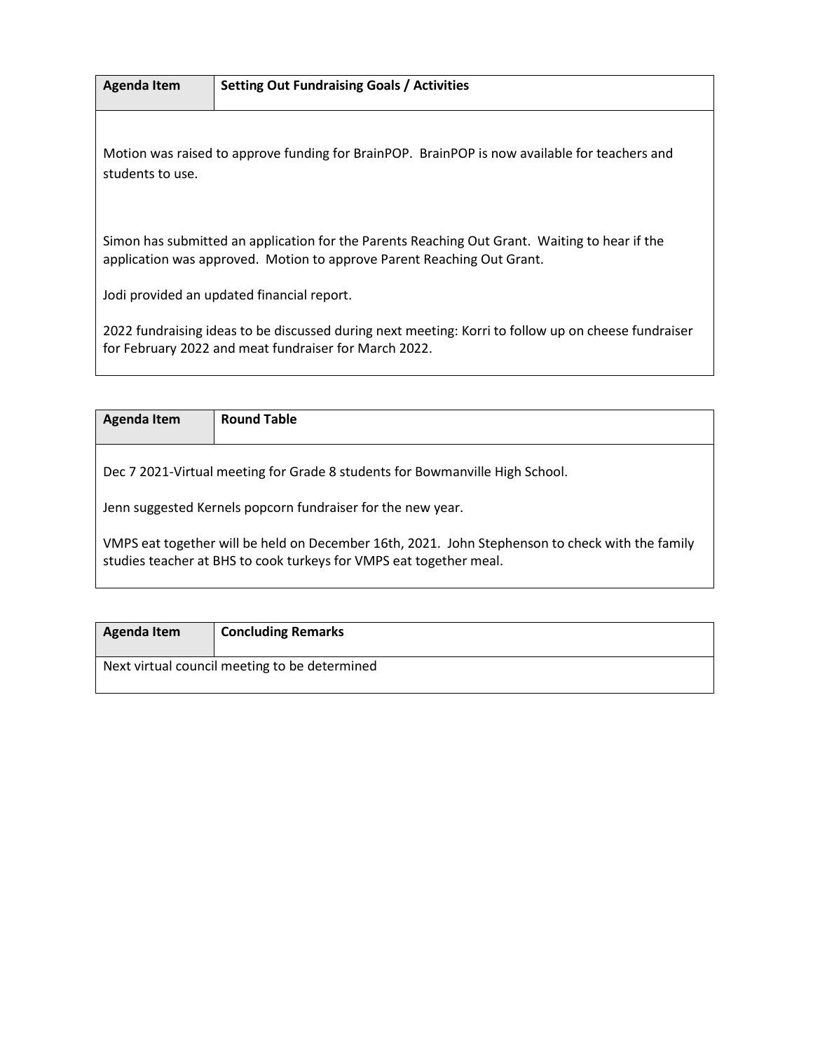| Agenda Item | Setting Out Fundraising Goals / Activities |
|---|---|

Motion was raised to approve funding for BrainPOP. BrainPOP is now available for teachers and students to use.

Simon has submitted an application for the Parents Reaching Out Grant. Waiting to hear if the application was approved. Motion to approve Parent Reaching Out Grant.

Jodi provided an updated financial report.

2022 fundraising ideas to be discussed during next meeting: Korri to follow up on cheese fundraiser for February 2022 and meat fundraiser for March 2022.

| Agenda Item | Round Table |
|---|---|

Dec 7 2021-Virtual meeting for Grade 8 students for Bowmanville High School.

Jenn suggested Kernels popcorn fundraiser for the new year.

VMPS eat together will be held on December 16th, 2021. John Stephenson to check with the family studies teacher at BHS to cook turkeys for VMPS eat together meal.

| Agenda Item | Concluding Remarks |
|---|---|

Next virtual council meeting to be determined